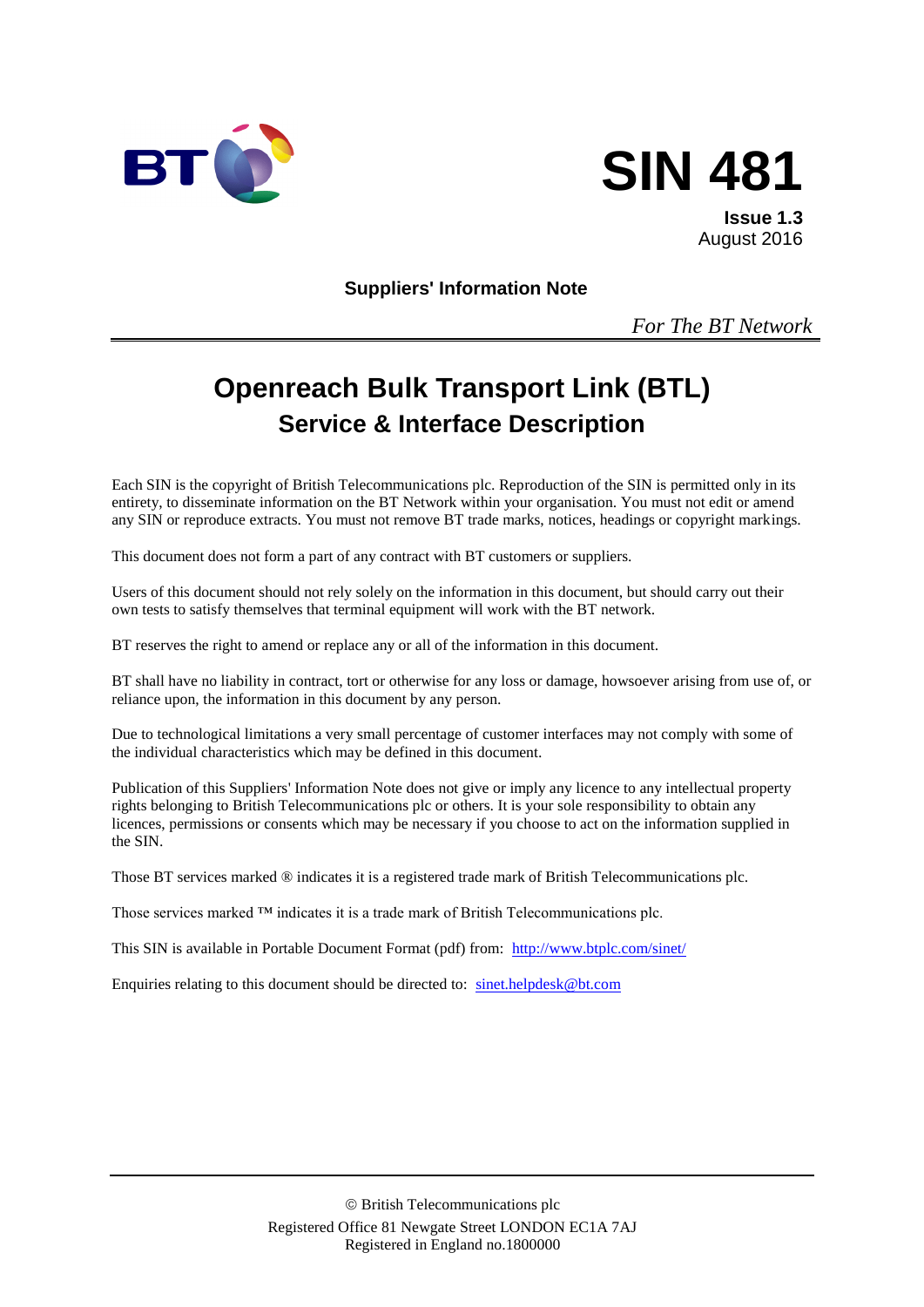# SIN 481

**Issue 1.3**
August 2016

**Suppliers' Information Note**

*For The BT Network*

# Openreach Bulk Transport Link (BTL)
## Service & Interface Description

Each SIN is the copyright of British Telecommunications plc. Reproduction of the SIN is permitted only in its entirety, to disseminate information on the BT Network within your organisation. You must not edit or amend any SIN or reproduce extracts. You must not remove BT trade marks, notices, headings or copyright markings.

This document does not form a part of any contract with BT customers or suppliers.

Users of this document should not rely solely on the information in this document, but should carry out their own tests to satisfy themselves that terminal equipment will work with the BT network.

BT reserves the right to amend or replace any or all of the information in this document.

BT shall have no liability in contract, tort or otherwise for any loss or damage, howsoever arising from use of, or reliance upon, the information in this document by any person.

Due to technological limitations a very small percentage of customer interfaces may not comply with some of the individual characteristics which may be defined in this document.

Publication of this Suppliers' Information Note does not give or imply any licence to any intellectual property rights belonging to British Telecommunications plc or others. It is your sole responsibility to obtain any licences, permissions or consents which may be necessary if you choose to act on the information supplied in the SIN.

Those BT services marked ® indicates it is a registered trade mark of British Telecommunications plc.

Those services marked ™ indicates it is a trade mark of British Telecommunications plc.

This SIN is available in Portable Document Format (pdf) from: http://www.btplc.com/sinet/

Enquiries relating to this document should be directed to: sinet.helpdesk@bt.com

© British Telecommunications plc
Registered Office 81 Newgate Street LONDON EC1A 7AJ
Registered in England no.1800000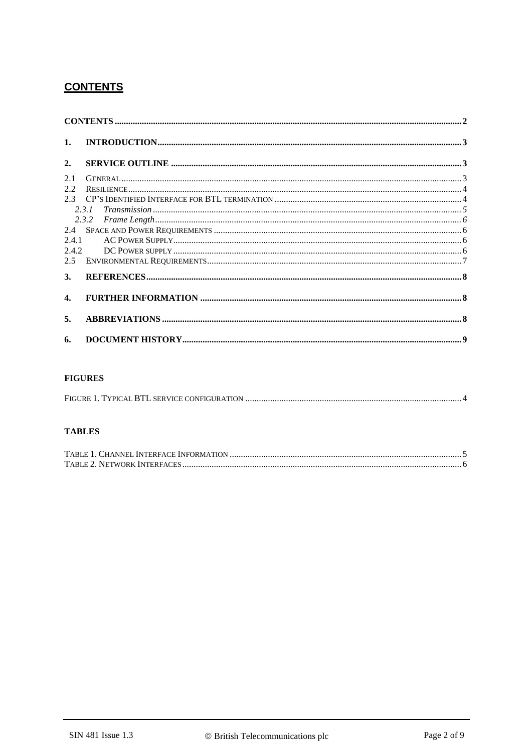## CONTENTS

**CONTENTS** .......... 2

**1. INTRODUCTION** .......... 3

**2. SERVICE OUTLINE** .......... 3

2.1 GENERAL .......... 3
2.2 RESILIENCE .......... 4
2.3 CP'S IDENTIFIED INTERFACE FOR BTL TERMINATION .......... 4
*2.3.1 Transmission* .......... *5*
*2.3.2 Frame Length* .......... *6*
2.4 SPACE AND POWER REQUIREMENTS .......... 6
2.4.1 AC POWER SUPPLY .......... 6
2.4.2 DC POWER SUPPLY .......... 6
2.5 ENVIRONMENTAL REQUIREMENTS .......... 7

**3. REFERENCES** .......... 8

**4. FURTHER INFORMATION** .......... 8

**5. ABBREVIATIONS** .......... 8

**6. DOCUMENT HISTORY** .......... 9

**FIGURES**

FIGURE 1. TYPICAL BTL SERVICE CONFIGURATION .......... 4

**TABLES**

TABLE 1. CHANNEL INTERFACE INFORMATION .......... 5
TABLE 2. NETWORK INTERFACES .......... 6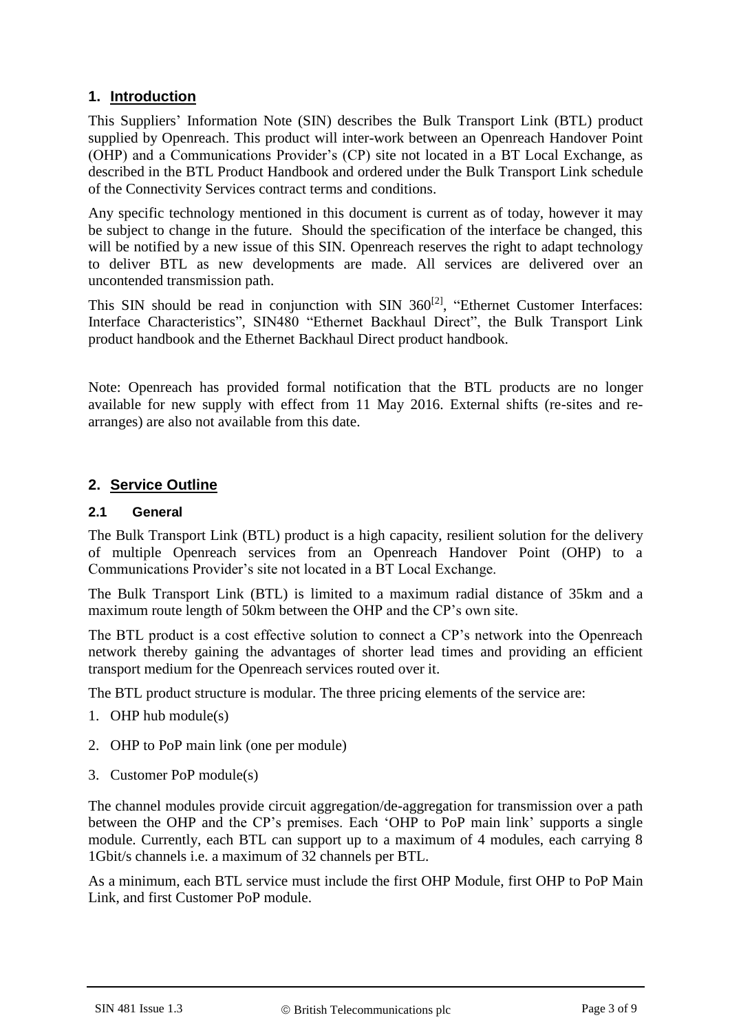## 1. Introduction

This Suppliers' Information Note (SIN) describes the Bulk Transport Link (BTL) product supplied by Openreach. This product will inter-work between an Openreach Handover Point (OHP) and a Communications Provider's (CP) site not located in a BT Local Exchange, as described in the BTL Product Handbook and ordered under the Bulk Transport Link schedule of the Connectivity Services contract terms and conditions.

Any specific technology mentioned in this document is current as of today, however it may be subject to change in the future. Should the specification of the interface be changed, this will be notified by a new issue of this SIN. Openreach reserves the right to adapt technology to deliver BTL as new developments are made. All services are delivered over an uncontended transmission path.

This SIN should be read in conjunction with SIN 360[2], "Ethernet Customer Interfaces: Interface Characteristics", SIN480 "Ethernet Backhaul Direct", the Bulk Transport Link product handbook and the Ethernet Backhaul Direct product handbook.

Note: Openreach has provided formal notification that the BTL products are no longer available for new supply with effect from 11 May 2016. External shifts (re-sites and re-arranges) are also not available from this date.

## 2. Service Outline

### 2.1 General

The Bulk Transport Link (BTL) product is a high capacity, resilient solution for the delivery of multiple Openreach services from an Openreach Handover Point (OHP) to a Communications Provider's site not located in a BT Local Exchange.

The Bulk Transport Link (BTL) is limited to a maximum radial distance of 35km and a maximum route length of 50km between the OHP and the CP's own site.

The BTL product is a cost effective solution to connect a CP's network into the Openreach network thereby gaining the advantages of shorter lead times and providing an efficient transport medium for the Openreach services routed over it.

The BTL product structure is modular. The three pricing elements of the service are:

1. OHP hub module(s)
2. OHP to PoP main link (one per module)
3. Customer PoP module(s)

The channel modules provide circuit aggregation/de-aggregation for transmission over a path between the OHP and the CP's premises. Each 'OHP to PoP main link' supports a single module. Currently, each BTL can support up to a maximum of 4 modules, each carrying 8 1Gbit/s channels i.e. a maximum of 32 channels per BTL.

As a minimum, each BTL service must include the first OHP Module, first OHP to PoP Main Link, and first Customer PoP module.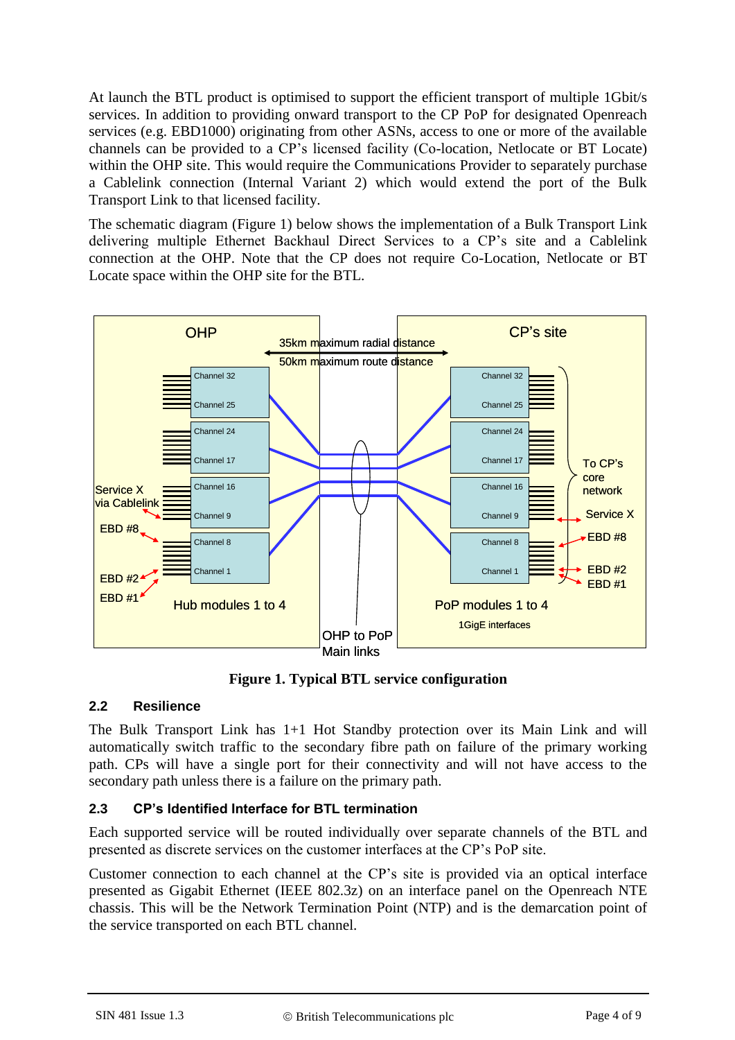At launch the BTL product is optimised to support the efficient transport of multiple 1Gbit/s services. In addition to providing onward transport to the CP PoP for designated Openreach services (e.g. EBD1000) originating from other ASNs, access to one or more of the available channels can be provided to a CP's licensed facility (Co-location, Netlocate or BT Locate) within the OHP site. This would require the Communications Provider to separately purchase a Cablelink connection (Internal Variant 2) which would extend the port of the Bulk Transport Link to that licensed facility.

The schematic diagram (Figure 1) below shows the implementation of a Bulk Transport Link delivering multiple Ethernet Backhaul Direct Services to a CP's site and a Cablelink connection at the OHP. Note that the CP does not require Co-Location, Netlocate or BT Locate space within the OHP site for the BTL.

**Figure 1. Typical BTL service configuration**

## 2.2 Resilience

The Bulk Transport Link has 1+1 Hot Standby protection over its Main Link and will automatically switch traffic to the secondary fibre path on failure of the primary working path. CPs will have a single port for their connectivity and will not have access to the secondary path unless there is a failure on the primary path.

## 2.3 CP's Identified Interface for BTL termination

Each supported service will be routed individually over separate channels of the BTL and presented as discrete services on the customer interfaces at the CP's PoP site.

Customer connection to each channel at the CP's site is provided via an optical interface presented as Gigabit Ethernet (IEEE 802.3z) on an interface panel on the Openreach NTE chassis. This will be the Network Termination Point (NTP) and is the demarcation point of the service transported on each BTL channel.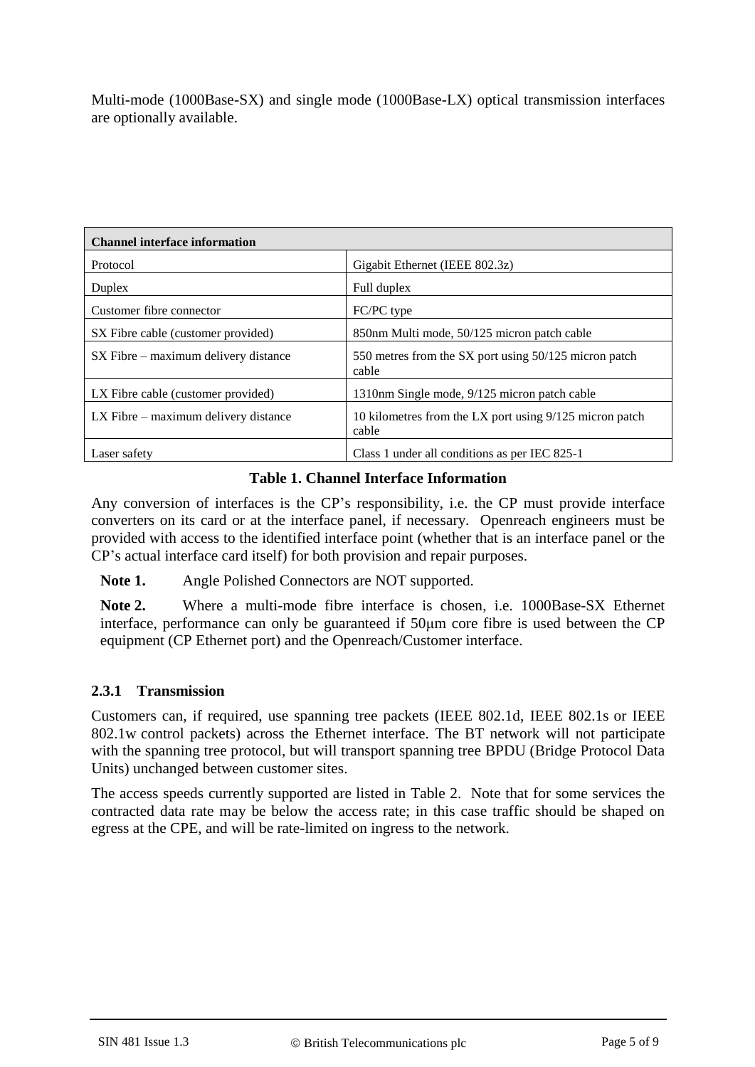Multi-mode (1000Base-SX) and single mode (1000Base-LX) optical transmission interfaces are optionally available.

| **Channel interface information** | |
|---|---|
| Protocol | Gigabit Ethernet (IEEE 802.3z) |
| Duplex | Full duplex |
| Customer fibre connector | FC/PC type |
| SX Fibre cable (customer provided) | 850nm Multi mode, 50/125 micron patch cable |
| SX Fibre – maximum delivery distance | 550 metres from the SX port using 50/125 micron patch cable |
| LX Fibre cable (customer provided) | 1310nm Single mode, 9/125 micron patch cable |
| LX Fibre – maximum delivery distance | 10 kilometres from the LX port using 9/125 micron patch cable |
| Laser safety | Class 1 under all conditions as per IEC 825-1 |

**Table 1. Channel Interface Information**

Any conversion of interfaces is the CP's responsibility, i.e. the CP must provide interface converters on its card or at the interface panel, if necessary. Openreach engineers must be provided with access to the identified interface point (whether that is an interface panel or the CP's actual interface card itself) for both provision and repair purposes.

**Note 1.** Angle Polished Connectors are NOT supported.

**Note 2.** Where a multi-mode fibre interface is chosen, i.e. 1000Base-SX Ethernet interface, performance can only be guaranteed if 50μm core fibre is used between the CP equipment (CP Ethernet port) and the Openreach/Customer interface.

### 2.3.1 Transmission

Customers can, if required, use spanning tree packets (IEEE 802.1d, IEEE 802.1s or IEEE 802.1w control packets) across the Ethernet interface. The BT network will not participate with the spanning tree protocol, but will transport spanning tree BPDU (Bridge Protocol Data Units) unchanged between customer sites.

The access speeds currently supported are listed in Table 2. Note that for some services the contracted data rate may be below the access rate; in this case traffic should be shaped on egress at the CPE, and will be rate-limited on ingress to the network.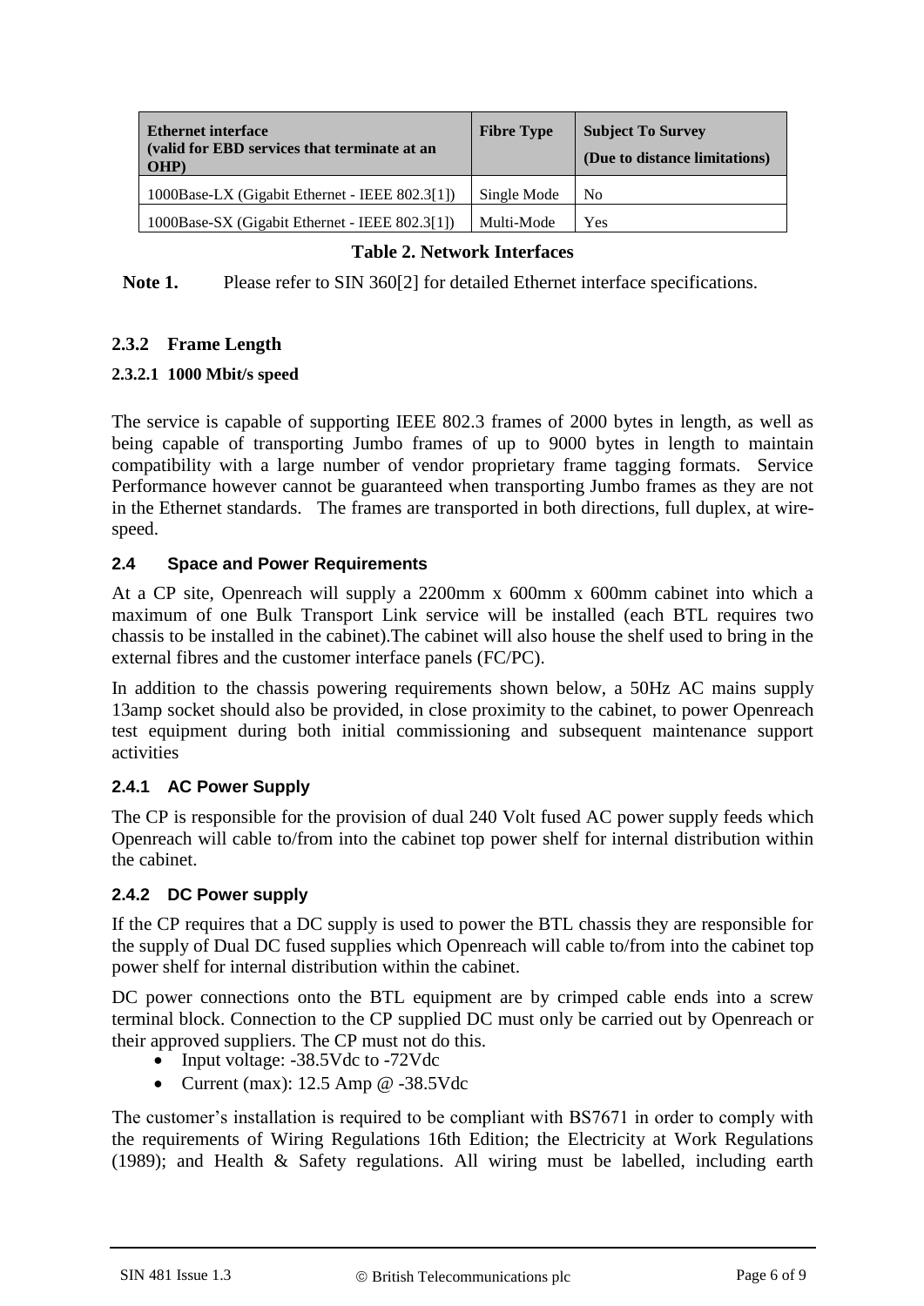| **Ethernet interface (valid for EBD services that terminate at an OHP)** | **Fibre Type** | **Subject To Survey (Due to distance limitations)** |
|---|---|---|
| 1000Base-LX (Gigabit Ethernet - IEEE 802.3[1]) | Single Mode | No |
| 1000Base-SX (Gigabit Ethernet - IEEE 802.3[1]) | Multi-Mode | Yes |

**Table 2. Network Interfaces**

**Note 1.** Please refer to SIN 360[2] for detailed Ethernet interface specifications.

### 2.3.2 Frame Length

#### 2.3.2.1 1000 Mbit/s speed

The service is capable of supporting IEEE 802.3 frames of 2000 bytes in length, as well as being capable of transporting Jumbo frames of up to 9000 bytes in length to maintain compatibility with a large number of vendor proprietary frame tagging formats. Service Performance however cannot be guaranteed when transporting Jumbo frames as they are not in the Ethernet standards. The frames are transported in both directions, full duplex, at wire-speed.

## 2.4 Space and Power Requirements

At a CP site, Openreach will supply a 2200mm x 600mm x 600mm cabinet into which a maximum of one Bulk Transport Link service will be installed (each BTL requires two chassis to be installed in the cabinet).The cabinet will also house the shelf used to bring in the external fibres and the customer interface panels (FC/PC).

In addition to the chassis powering requirements shown below, a 50Hz AC mains supply 13amp socket should also be provided, in close proximity to the cabinet, to power Openreach test equipment during both initial commissioning and subsequent maintenance support activities

### 2.4.1 AC Power Supply

The CP is responsible for the provision of dual 240 Volt fused AC power supply feeds which Openreach will cable to/from into the cabinet top power shelf for internal distribution within the cabinet.

### 2.4.2 DC Power supply

If the CP requires that a DC supply is used to power the BTL chassis they are responsible for the supply of Dual DC fused supplies which Openreach will cable to/from into the cabinet top power shelf for internal distribution within the cabinet.

DC power connections onto the BTL equipment are by crimped cable ends into a screw terminal block. Connection to the CP supplied DC must only be carried out by Openreach or their approved suppliers. The CP must not do this.

- Input voltage: -38.5Vdc to -72Vdc
- Current (max): 12.5 Amp @ -38.5Vdc

The customer's installation is required to be compliant with BS7671 in order to comply with the requirements of Wiring Regulations 16th Edition; the Electricity at Work Regulations (1989); and Health & Safety regulations. All wiring must be labelled, including earth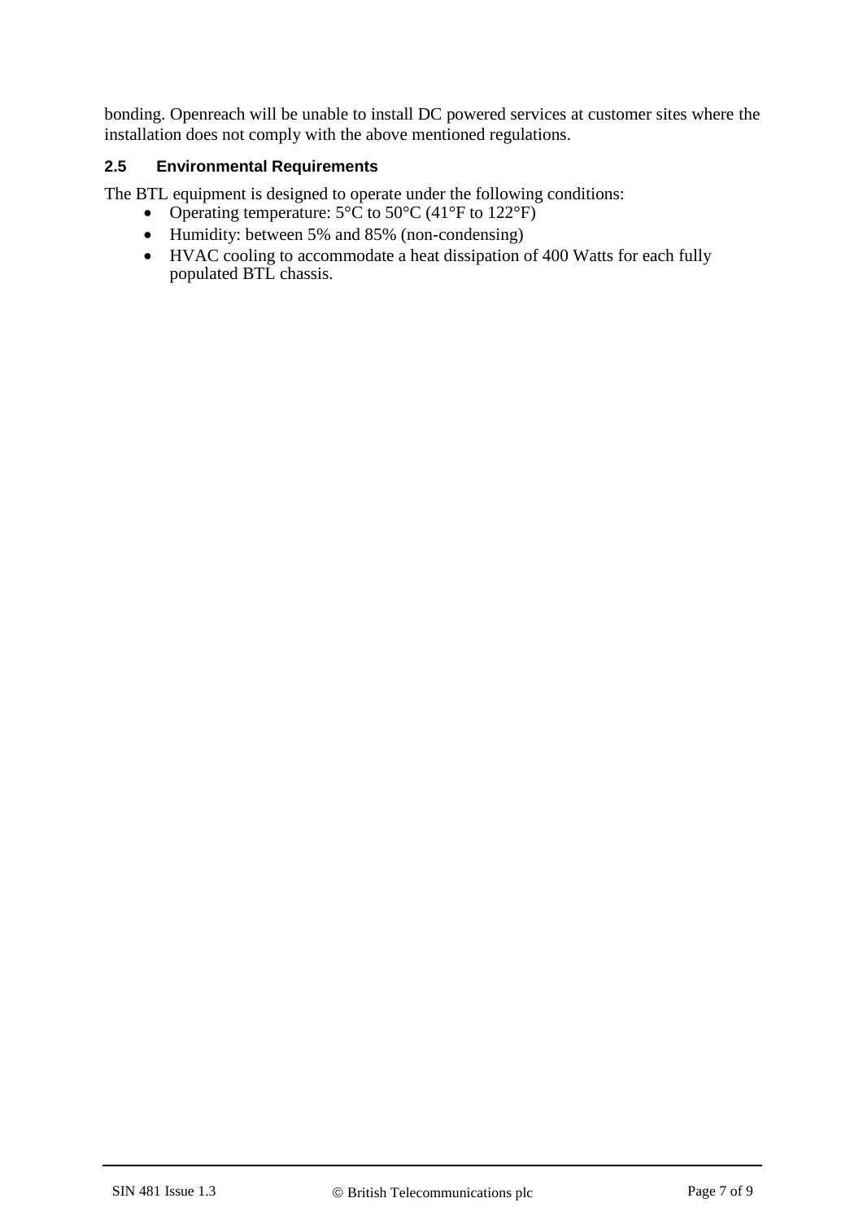bonding. Openreach will be unable to install DC powered services at customer sites where the installation does not comply with the above mentioned regulations.

### 2.5 Environmental Requirements

The BTL equipment is designed to operate under the following conditions:

- Operating temperature: 5°C to 50°C (41°F to 122°F)
- Humidity: between 5% and 85% (non-condensing)
- HVAC cooling to accommodate a heat dissipation of 400 Watts for each fully populated BTL chassis.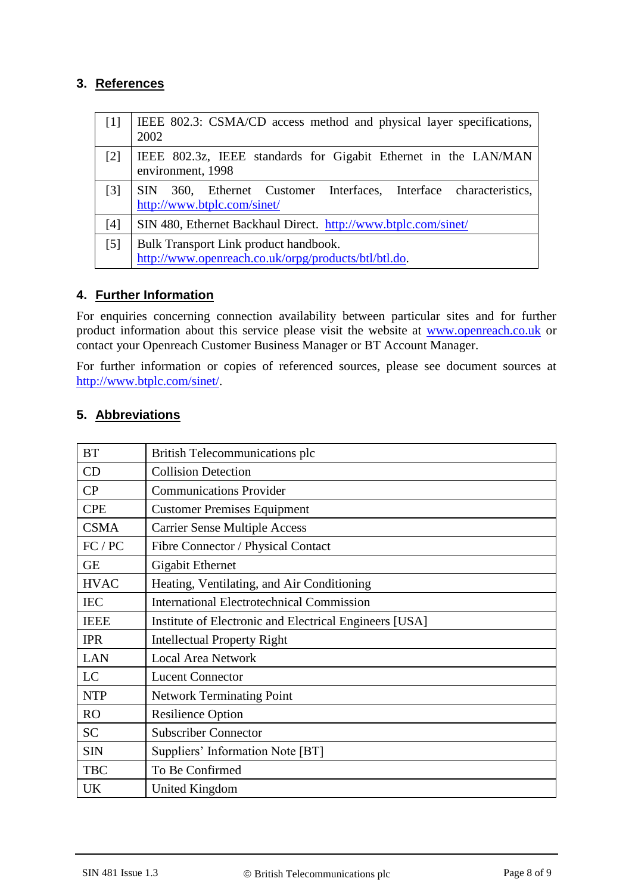## 3. References

| | |
|---|---|
| [1] | IEEE 802.3: CSMA/CD access method and physical layer specifications, 2002 |
| [2] | IEEE 802.3z, IEEE standards for Gigabit Ethernet in the LAN/MAN environment, 1998 |
| [3] | SIN 360, Ethernet Customer Interfaces, Interface characteristics, http://www.btplc.com/sinet/ |
| [4] | SIN 480, Ethernet Backhaul Direct. http://www.btplc.com/sinet/ |
| [5] | Bulk Transport Link product handbook. http://www.openreach.co.uk/orpg/products/btl/btl.do. |

## 4. Further Information

For enquiries concerning connection availability between particular sites and for further product information about this service please visit the website at www.openreach.co.uk or contact your Openreach Customer Business Manager or BT Account Manager.

For further information or copies of referenced sources, please see document sources at http://www.btplc.com/sinet/.

## 5. Abbreviations

| | |
|---|---|
| BT | British Telecommunications plc |
| CD | Collision Detection |
| CP | Communications Provider |
| CPE | Customer Premises Equipment |
| CSMA | Carrier Sense Multiple Access |
| FC / PC | Fibre Connector / Physical Contact |
| GE | Gigabit Ethernet |
| HVAC | Heating, Ventilating, and Air Conditioning |
| IEC | International Electrotechnical Commission |
| IEEE | Institute of Electronic and Electrical Engineers [USA] |
| IPR | Intellectual Property Right |
| LAN | Local Area Network |
| LC | Lucent Connector |
| NTP | Network Terminating Point |
| RO | Resilience Option |
| SC | Subscriber Connector |
| SIN | Suppliers' Information Note [BT] |
| TBC | To Be Confirmed |
| UK | United Kingdom |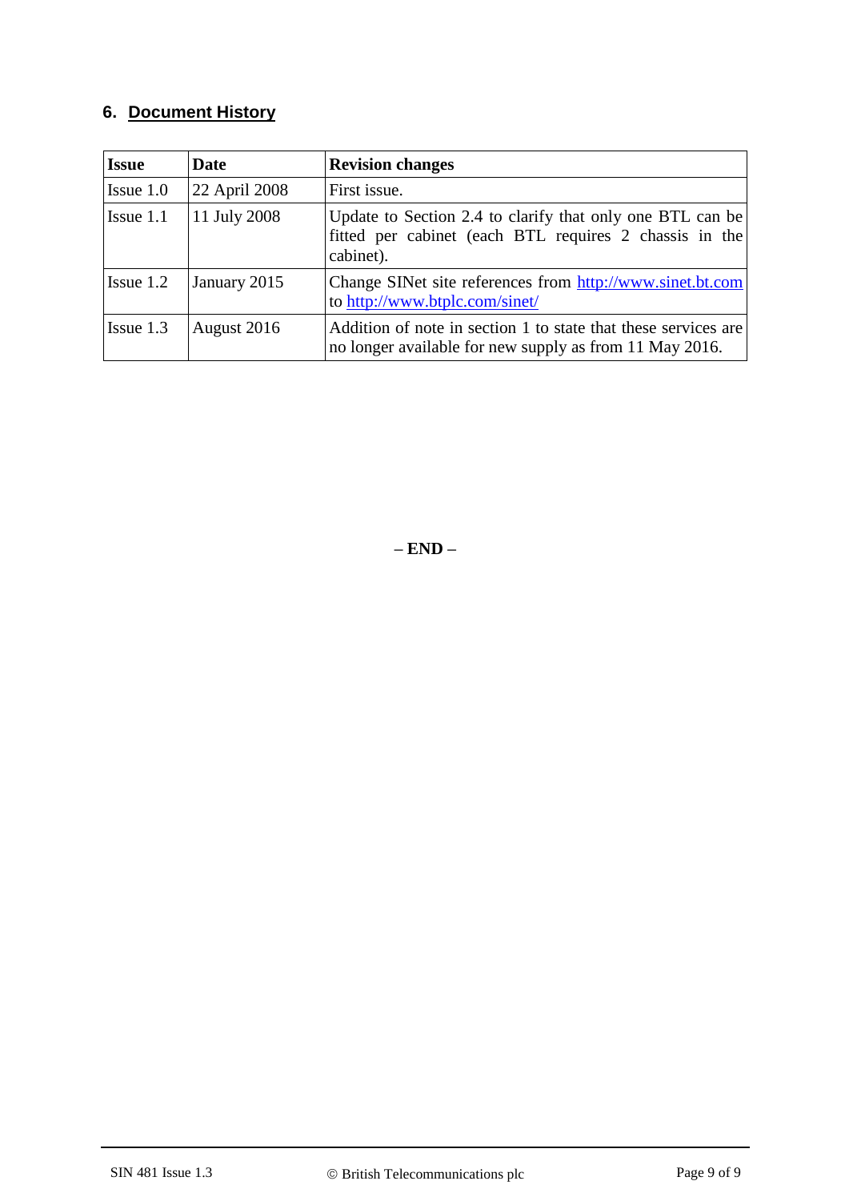## 6. Document History

| Issue | Date | Revision changes |
|---|---|---|
| Issue 1.0 | 22 April 2008 | First issue. |
| Issue 1.1 | 11 July 2008 | Update to Section 2.4 to clarify that only one BTL can be fitted per cabinet (each BTL requires 2 chassis in the cabinet). |
| Issue 1.2 | January 2015 | Change SINet site references from http://www.sinet.bt.com to http://www.btplc.com/sinet/ |
| Issue 1.3 | August 2016 | Addition of note in section 1 to state that these services are no longer available for new supply as from 11 May 2016. |

**– END –**